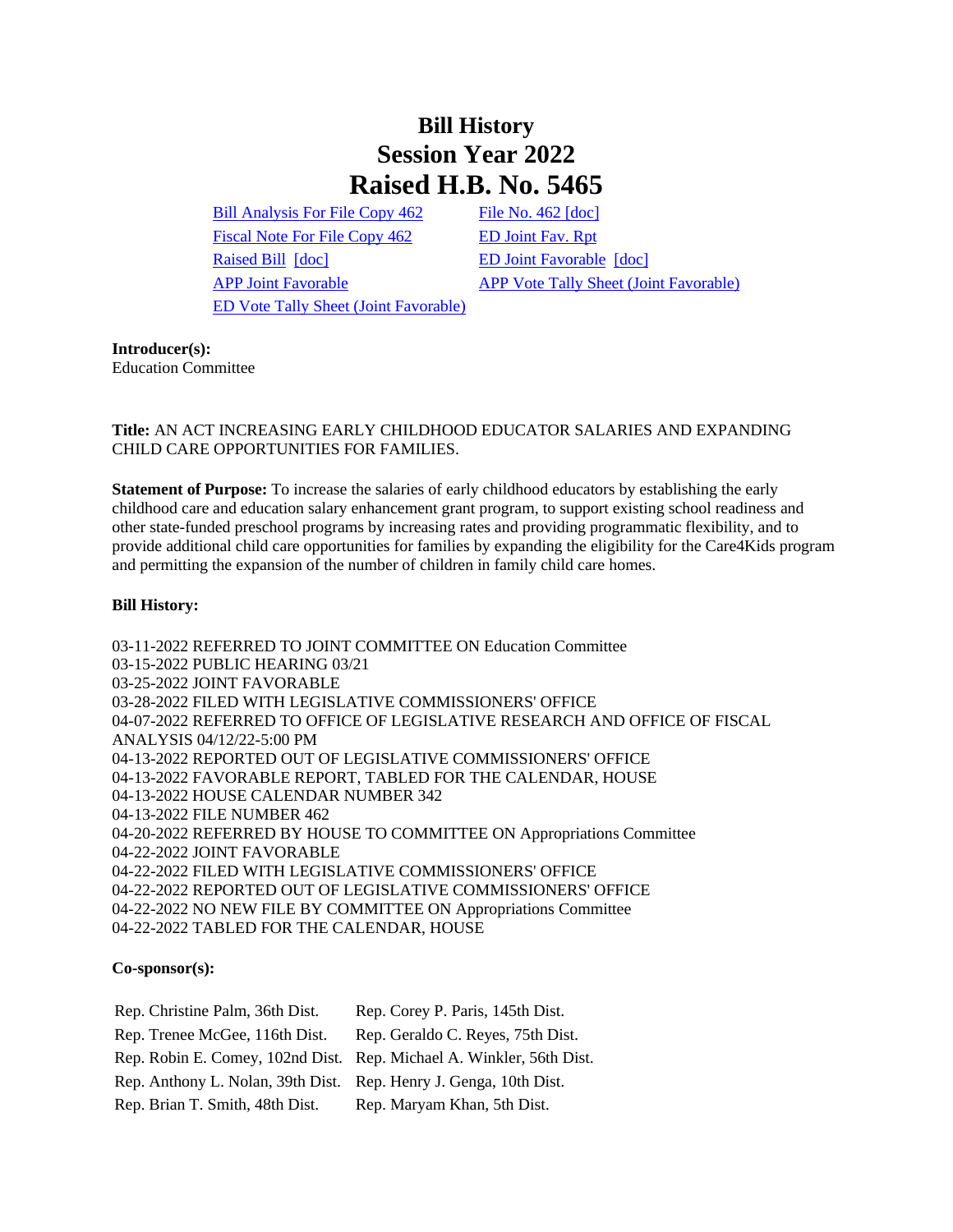# Bill History
# Session Year 2022
# Raised H.B. No. 5465

| | |
|---|---|
| Bill Analysis For File Copy 462 | File No. 462 [doc] |
| Fiscal Note For File Copy 462 | ED Joint Fav. Rpt |
| Raised Bill [doc] | ED Joint Favorable [doc] |
| APP Joint Favorable | APP Vote Tally Sheet (Joint Favorable) |
| ED Vote Tally Sheet (Joint Favorable) | |

**Introducer(s):**
Education Committee

**Title:** AN ACT INCREASING EARLY CHILDHOOD EDUCATOR SALARIES AND EXPANDING CHILD CARE OPPORTUNITIES FOR FAMILIES.

**Statement of Purpose:** To increase the salaries of early childhood educators by establishing the early childhood care and education salary enhancement grant program, to support existing school readiness and other state-funded preschool programs by increasing rates and providing programmatic flexibility, and to provide additional child care opportunities for families by expanding the eligibility for the Care4Kids program and permitting the expansion of the number of children in family child care homes.

**Bill History:**

03-11-2022 REFERRED TO JOINT COMMITTEE ON Education Committee
03-15-2022 PUBLIC HEARING 03/21
03-25-2022 JOINT FAVORABLE
03-28-2022 FILED WITH LEGISLATIVE COMMISSIONERS' OFFICE
04-07-2022 REFERRED TO OFFICE OF LEGISLATIVE RESEARCH AND OFFICE OF FISCAL ANALYSIS 04/12/22-5:00 PM
04-13-2022 REPORTED OUT OF LEGISLATIVE COMMISSIONERS' OFFICE
04-13-2022 FAVORABLE REPORT, TABLED FOR THE CALENDAR, HOUSE
04-13-2022 HOUSE CALENDAR NUMBER 342
04-13-2022 FILE NUMBER 462
04-20-2022 REFERRED BY HOUSE TO COMMITTEE ON Appropriations Committee
04-22-2022 JOINT FAVORABLE
04-22-2022 FILED WITH LEGISLATIVE COMMISSIONERS' OFFICE
04-22-2022 REPORTED OUT OF LEGISLATIVE COMMISSIONERS' OFFICE
04-22-2022 NO NEW FILE BY COMMITTEE ON Appropriations Committee
04-22-2022 TABLED FOR THE CALENDAR, HOUSE

**Co-sponsor(s):**

| | |
|---|---|
| Rep. Christine Palm, 36th Dist. | Rep. Corey P. Paris, 145th Dist. |
| Rep. Trenee McGee, 116th Dist. | Rep. Geraldo C. Reyes, 75th Dist. |
| Rep. Robin E. Comey, 102nd Dist. | Rep. Michael A. Winkler, 56th Dist. |
| Rep. Anthony L. Nolan, 39th Dist. | Rep. Henry J. Genga, 10th Dist. |
| Rep. Brian T. Smith, 48th Dist. | Rep. Maryam Khan, 5th Dist. |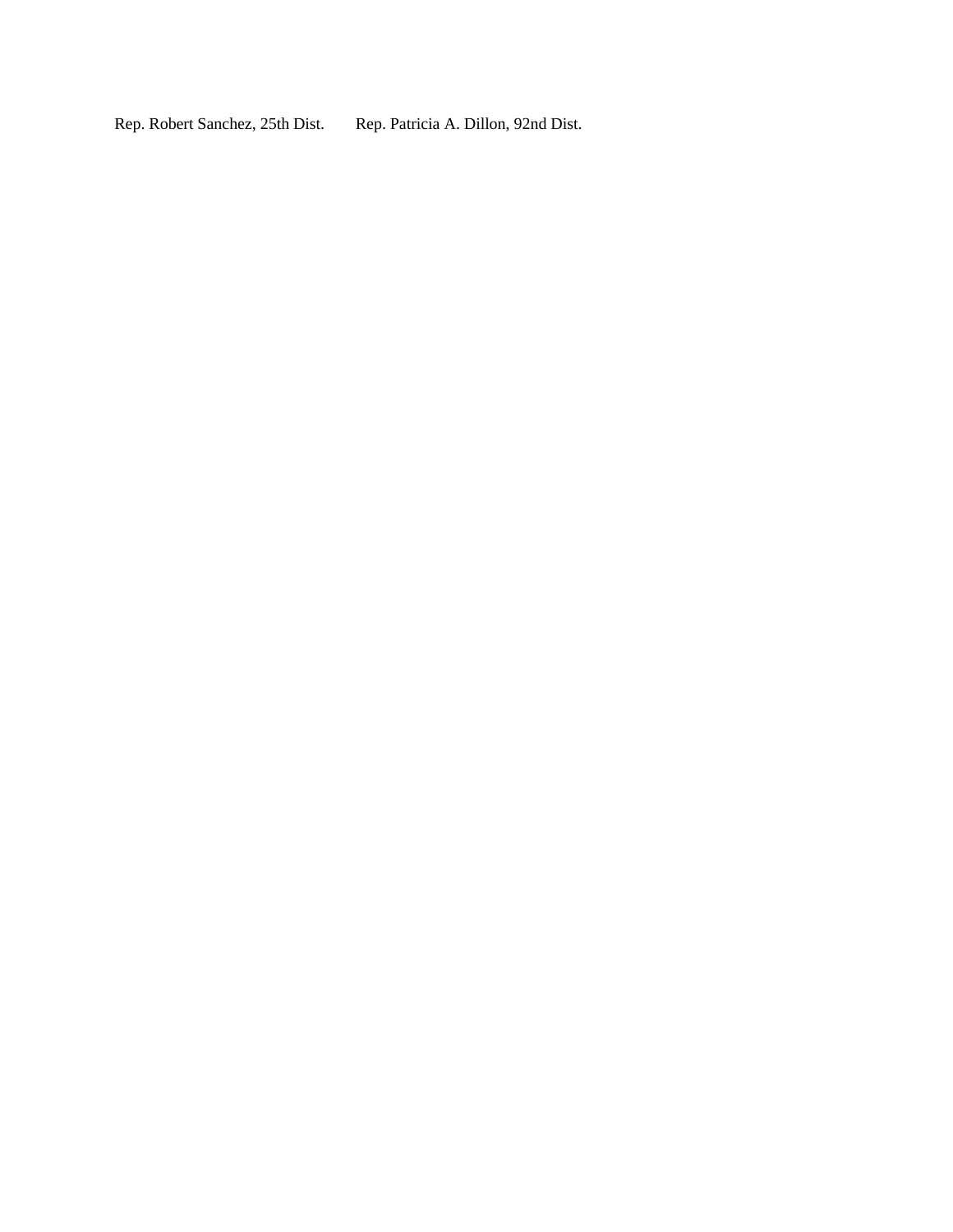Rep. Robert Sanchez, 25th Dist.    Rep. Patricia A. Dillon, 92nd Dist.